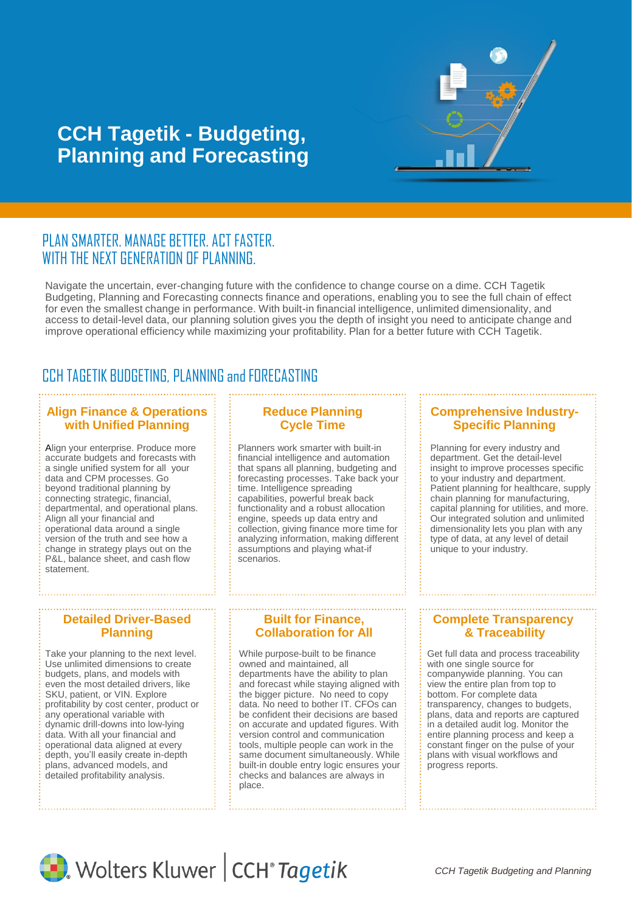# CCH Tagetik - Budgeting, Planning and Forecasting

## PLAN SMARTER. MANAGE BETTER. ACT FASTER. WITH THE NEXT GENERATION OF PLANNING.

Navigate the uncertain, ever-changing future with the confidence to change course on a dime. CCH Tagetik Budgeting, Planning and Forecasting connects finance and operations, enabling you to see the full chain of effect for even the smallest change in performance. With built-in financial intelligence, unlimited dimensionality, and access to detail-level data, our planning solution gives you the depth of insight you need to anticipate change and improve operational efficiency while maximizing your profitability. Plan for a better future with CCH Tagetik.

## CCH TAGETIK BUDGETING, PLANNING and FORECASTING

### Align Finance & Operations with Unified Planning

Align your enterprise. Produce more accurate budgets and forecasts with a single unified system for all your data and CPM processes. Go beyond traditional planning by connecting strategic, financial, departmental, and operational plans. Align all your financial and operational data around a single version of the truth and see how a change in strategy plays out on the P&L, balance sheet, and cash flow statement.

### Reduce Planning Cycle Time

Planners work smarter with built-in financial intelligence and automation that spans all planning, budgeting and forecasting processes. Take back your time. Intelligence spreading capabilities, powerful break back functionality and a robust allocation engine, speeds up data entry and collection, giving finance more time for analyzing information, making different assumptions and playing what-if scenarios.

### Comprehensive Industry-Specific Planning

Planning for every industry and department. Get the detail-level insight to improve processes specific to your industry and department. Patient planning for healthcare, supply chain planning for manufacturing, capital planning for utilities, and more. Our integrated solution and unlimited dimensionality lets you plan with any type of data, at any level of detail unique to your industry.

### Detailed Driver-Based Planning

Take your planning to the next level. Use unlimited dimensions to create budgets, plans, and models with even the most detailed drivers, like SKU, patient, or VIN. Explore profitability by cost center, product or any operational variable with dynamic drill-downs into low-lying data. With all your financial and operational data aligned at every depth, you'll easily create in-depth plans, advanced models, and detailed profitability analysis.

### Built for Finance, Collaboration for All

While purpose-built to be finance owned and maintained, all departments have the ability to plan and forecast while staying aligned with the bigger picture. No need to copy data. No need to bother IT. CFOs can be confident their decisions are based on accurate and updated figures. With version control and communication tools, multiple people can work in the same document simultaneously. While built-in double entry logic ensures your checks and balances are always in place.

### Complete Transparency & Traceability

Get full data and process traceability with one single source for companywide planning. You can view the entire plan from top to bottom. For complete data transparency, changes to budgets, plans, data and reports are captured in a detailed audit log. Monitor the entire planning process and keep a constant finger on the pulse of your plans with visual workflows and progress reports.

Wolters Kluwer | CCH® Tagetik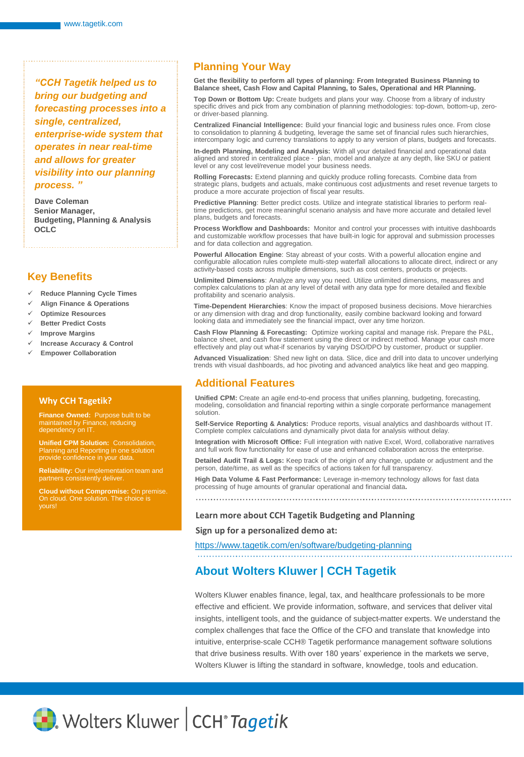> *"CCH Tagetik helped us to bring our budgeting and forecasting processes into a single, centralized, enterprise-wide system that operates in near real-time and allows for greater visibility into our planning process. "*
>
> **Dave Coleman**
> **Senior Manager,**
> **Budgeting, Planning & Analysis**
> **OCLC**

## Key Benefits

- ✓ **Reduce Planning Cycle Times**
- ✓ **Align Finance & Operations**
- ✓ **Optimize Resources**
- ✓ **Better Predict Costs**
- ✓ **Improve Margins**
- ✓ **Increase Accuracy & Control**
- ✓ **Empower Collaboration**

### Why CCH Tagetik?

**Finance Owned:** Purpose built to be maintained by Finance, reducing dependency on IT.

**Unified CPM Solution:** Consolidation, Planning and Reporting in one solution provide confidence in your data.

**Reliability:** Our implementation team and partners consistently deliver.

**Cloud without Compromise:** On premise. On cloud. One solution. The choice is yours!

## Planning Your Way

**Get the flexibility to perform all types of planning: From Integrated Business Planning to Balance sheet, Cash Flow and Capital Planning, to Sales, Operational and HR Planning.**

**Top Down or Bottom Up:** Create budgets and plans your way. Choose from a library of industry specific drives and pick from any combination of planning methodologies: top-down, bottom-up, zero- or driver-based planning.

**Centralized Financial Intelligence:** Build your financial logic and business rules once. From close to consolidation to planning & budgeting, leverage the same set of financial rules such hierarchies, intercompany logic and currency translations to apply to any version of plans, budgets and forecasts.

**In-depth Planning, Modeling and Analysis:** With all your detailed financial and operational data aligned and stored in centralized place - plan, model and analyze at any depth, like SKU or patient level or any cost level/revenue model your business needs.

**Rolling Forecasts:** Extend planning and quickly produce rolling forecasts. Combine data from strategic plans, budgets and actuals, make continuous cost adjustments and reset revenue targets to produce a more accurate projection of fiscal year results.

**Predictive Planning**: Better predict costs. Utilize and integrate statistical libraries to perform real-time predictions, get more meaningful scenario analysis and have more accurate and detailed level plans, budgets and forecasts.

**Process Workflow and Dashboards:** Monitor and control your processes with intuitive dashboards and customizable workflow processes that have built-in logic for approval and submission processes and for data collection and aggregation.

**Powerful Allocation Engine**: Stay abreast of your costs. With a powerful allocation engine and configurable allocation rules complete multi-step waterfall allocations to allocate direct, indirect or any activity-based costs across multiple dimensions, such as cost centers, products or projects.

**Unlimited Dimensions**: Analyze any way you need. Utilize unlimited dimensions, measures and complex calculations to plan at any level of detail with any data type for more detailed and flexible profitability and scenario analysis.

**Time-Dependent Hierarchies**: Know the impact of proposed business decisions. Move hierarchies or any dimension with drag and drop functionality, easily combine backward looking and forward looking data and immediately see the financial impact, over any time horizon.

**Cash Flow Planning & Forecasting:** Optimize working capital and manage risk. Prepare the P&L, balance sheet, and cash flow statement using the direct or indirect method. Manage your cash more effectively and play out what-if scenarios by varying DSO/DPO by customer, product or supplier.

**Advanced Visualization**: Shed new light on data. Slice, dice and drill into data to uncover underlying trends with visual dashboards, ad hoc pivoting and advanced analytics like heat and geo mapping.

## Additional Features

**Unified CPM:** Create an agile end-to-end process that unifies planning, budgeting, forecasting, modeling, consolidation and financial reporting within a single corporate performance management solution.

**Self-Service Reporting & Analytics:** Produce reports, visual analytics and dashboards without IT. Complete complex calculations and dynamically pivot data for analysis without delay.

**Integration with Microsoft Office:** Full integration with native Excel, Word, collaborative narratives and full work flow functionality for ease of use and enhanced collaboration across the enterprise.

**Detailed Audit Trail & Logs:** Keep track of the origin of any change, update or adjustment and the person, date/time, as well as the specifics of actions taken for full transparency.

**High Data Volume & Fast Performance:** Leverage in-memory technology allows for fast data processing of huge amounts of granular operational and financial data**.**

**Learn more about CCH Tagetik Budgeting and Planning**

**Sign up for a personalized demo at:**

https://www.tagetik.com/en/software/budgeting-planning

## About Wolters Kluwer | CCH Tagetik

Wolters Kluwer enables finance, legal, tax, and healthcare professionals to be more effective and efficient. We provide information, software, and services that deliver vital insights, intelligent tools, and the guidance of subject-matter experts. We understand the complex challenges that face the Office of the CFO and translate that knowledge into intuitive, enterprise-scale CCH® Tagetik performance management software solutions that drive business results. With over 180 years' experience in the markets we serve, Wolters Kluwer is lifting the standard in software, knowledge, tools and education.

Wolters Kluwer | CCH® Tagetik